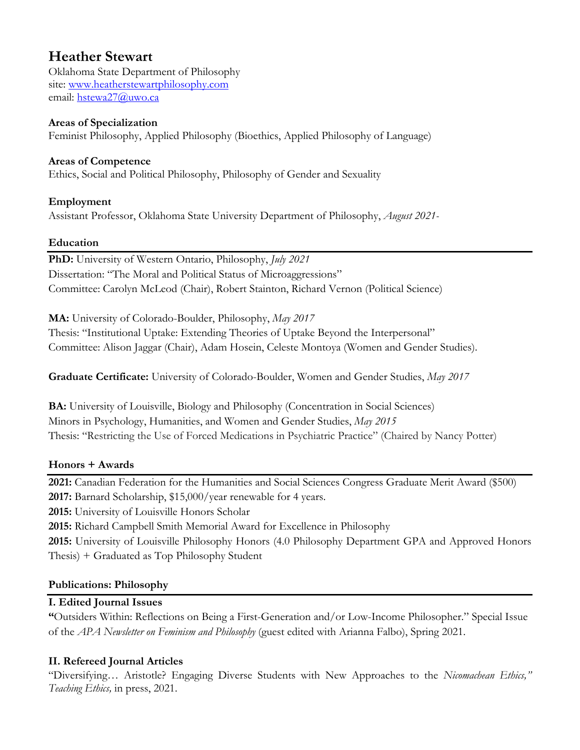# Heather Stewart

Oklahoma State Department of Philosophy
site: [www.heatherstewartphilosophy.com](www.heatherstewartphilosophy.com)
email: [hstewa27@uwo.ca](mailto:hstewa27@uwo.ca)

**Areas of Specialization**
Feminist Philosophy, Applied Philosophy (Bioethics, Applied Philosophy of Language)

**Areas of Competence**
Ethics, Social and Political Philosophy, Philosophy of Gender and Sexuality

**Employment**
Assistant Professor, Oklahoma State University Department of Philosophy, *August 2021-*

## Education

**PhD:** University of Western Ontario, Philosophy, *July 2021*
Dissertation: "The Moral and Political Status of Microaggressions"
Committee: Carolyn McLeod (Chair), Robert Stainton, Richard Vernon (Political Science)

**MA:** University of Colorado-Boulder, Philosophy, *May 2017*
Thesis: "Institutional Uptake: Extending Theories of Uptake Beyond the Interpersonal"
Committee: Alison Jaggar (Chair), Adam Hosein, Celeste Montoya (Women and Gender Studies).

**Graduate Certificate:** University of Colorado-Boulder, Women and Gender Studies, *May 2017*

**BA:** University of Louisville, Biology and Philosophy (Concentration in Social Sciences)
Minors in Psychology, Humanities, and Women and Gender Studies, *May 2015*
Thesis: "Restricting the Use of Forced Medications in Psychiatric Practice" (Chaired by Nancy Potter)

## Honors + Awards

**2021:** Canadian Federation for the Humanities and Social Sciences Congress Graduate Merit Award ($500)
**2017:** Barnard Scholarship, $15,000/year renewable for 4 years.
**2015:** University of Louisville Honors Scholar
**2015:** Richard Campbell Smith Memorial Award for Excellence in Philosophy
**2015:** University of Louisville Philosophy Honors (4.0 Philosophy Department GPA and Approved Honors Thesis) + Graduated as Top Philosophy Student

## Publications: Philosophy

### I. Edited Journal Issues

"Outsiders Within: Reflections on Being a First-Generation and/or Low-Income Philosopher." Special Issue of the *APA Newsletter on Feminism and Philosophy* (guest edited with Arianna Falbo), Spring 2021.

### II. Refereed Journal Articles

"Diversifying… Aristotle? Engaging Diverse Students with New Approaches to the *Nicomachean Ethics," Teaching Ethics,* in press, 2021.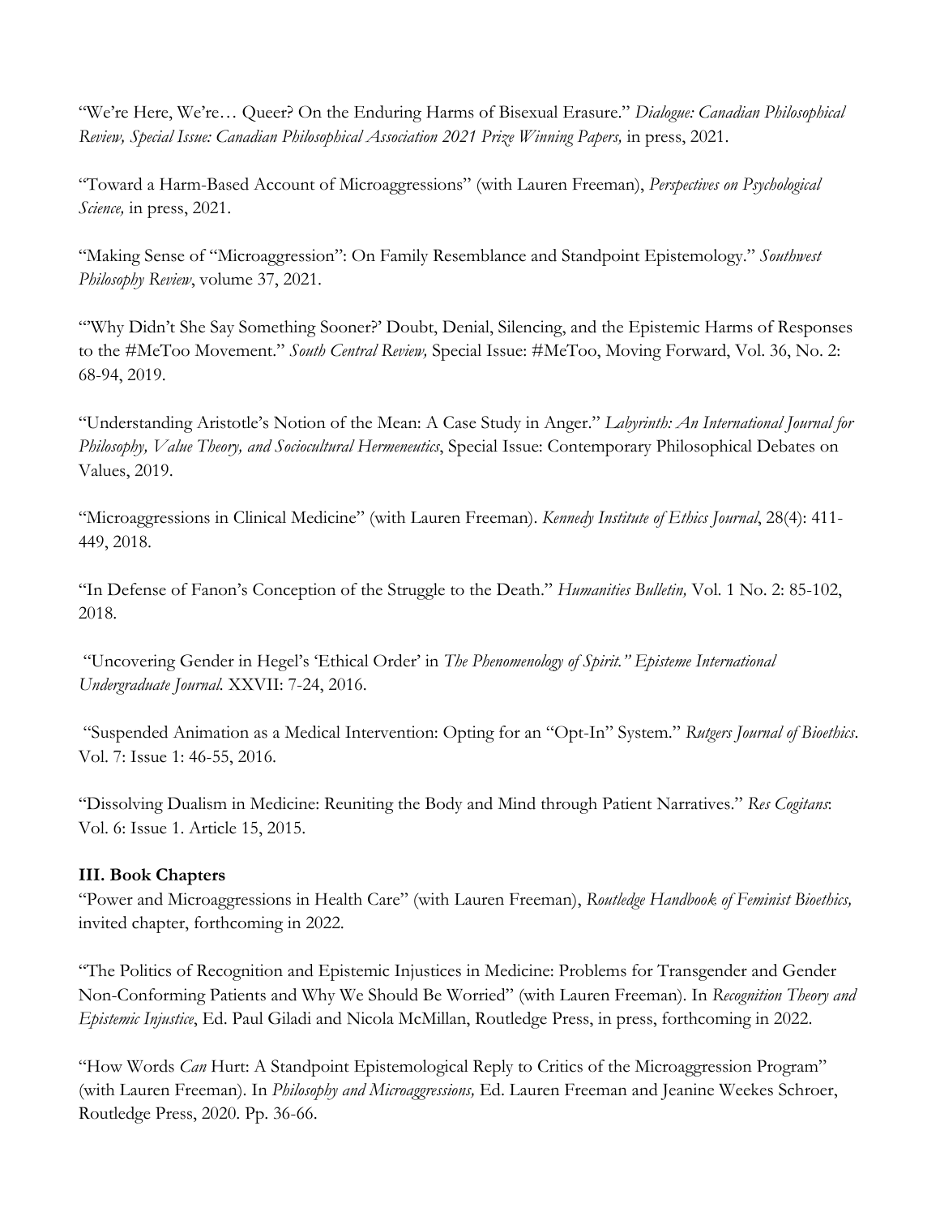"We're Here, We're… Queer? On the Enduring Harms of Bisexual Erasure." *Dialogue: Canadian Philosophical Review, Special Issue: Canadian Philosophical Association 2021 Prize Winning Papers,* in press, 2021.

"Toward a Harm-Based Account of Microaggressions" (with Lauren Freeman), *Perspectives on Psychological Science,* in press, 2021.

"Making Sense of "Microaggression": On Family Resemblance and Standpoint Epistemology." *Southwest Philosophy Review*, volume 37, 2021.

"'Why Didn't She Say Something Sooner?' Doubt, Denial, Silencing, and the Epistemic Harms of Responses to the #MeToo Movement." *South Central Review,* Special Issue: #MeToo, Moving Forward, Vol. 36, No. 2: 68-94, 2019.

"Understanding Aristotle's Notion of the Mean: A Case Study in Anger." *Labyrinth: An International Journal for Philosophy, Value Theory, and Sociocultural Hermeneutics*, Special Issue: Contemporary Philosophical Debates on Values, 2019.

"Microaggressions in Clinical Medicine" (with Lauren Freeman). *Kennedy Institute of Ethics Journal*, 28(4): 411-449, 2018.

"In Defense of Fanon's Conception of the Struggle to the Death." *Humanities Bulletin,* Vol. 1 No. 2: 85-102, 2018.

"Uncovering Gender in Hegel's 'Ethical Order' in *The Phenomenology of Spirit." Episteme International Undergraduate Journal.* XXVII: 7-24, 2016.

"Suspended Animation as a Medical Intervention: Opting for an "Opt-In" System." *Rutgers Journal of Bioethics*. Vol. 7: Issue 1: 46-55, 2016.

"Dissolving Dualism in Medicine: Reuniting the Body and Mind through Patient Narratives." *Res Cogitans*: Vol. 6: Issue 1. Article 15, 2015.

### III. Book Chapters

"Power and Microaggressions in Health Care" (with Lauren Freeman), *Routledge Handbook of Feminist Bioethics,* invited chapter, forthcoming in 2022.

"The Politics of Recognition and Epistemic Injustices in Medicine: Problems for Transgender and Gender Non-Conforming Patients and Why We Should Be Worried" (with Lauren Freeman). In *Recognition Theory and Epistemic Injustice*, Ed. Paul Giladi and Nicola McMillan, Routledge Press, in press, forthcoming in 2022.

"How Words *Can* Hurt: A Standpoint Epistemological Reply to Critics of the Microaggression Program" (with Lauren Freeman). In *Philosophy and Microaggressions,* Ed. Lauren Freeman and Jeanine Weekes Schroer, Routledge Press, 2020. Pp. 36-66.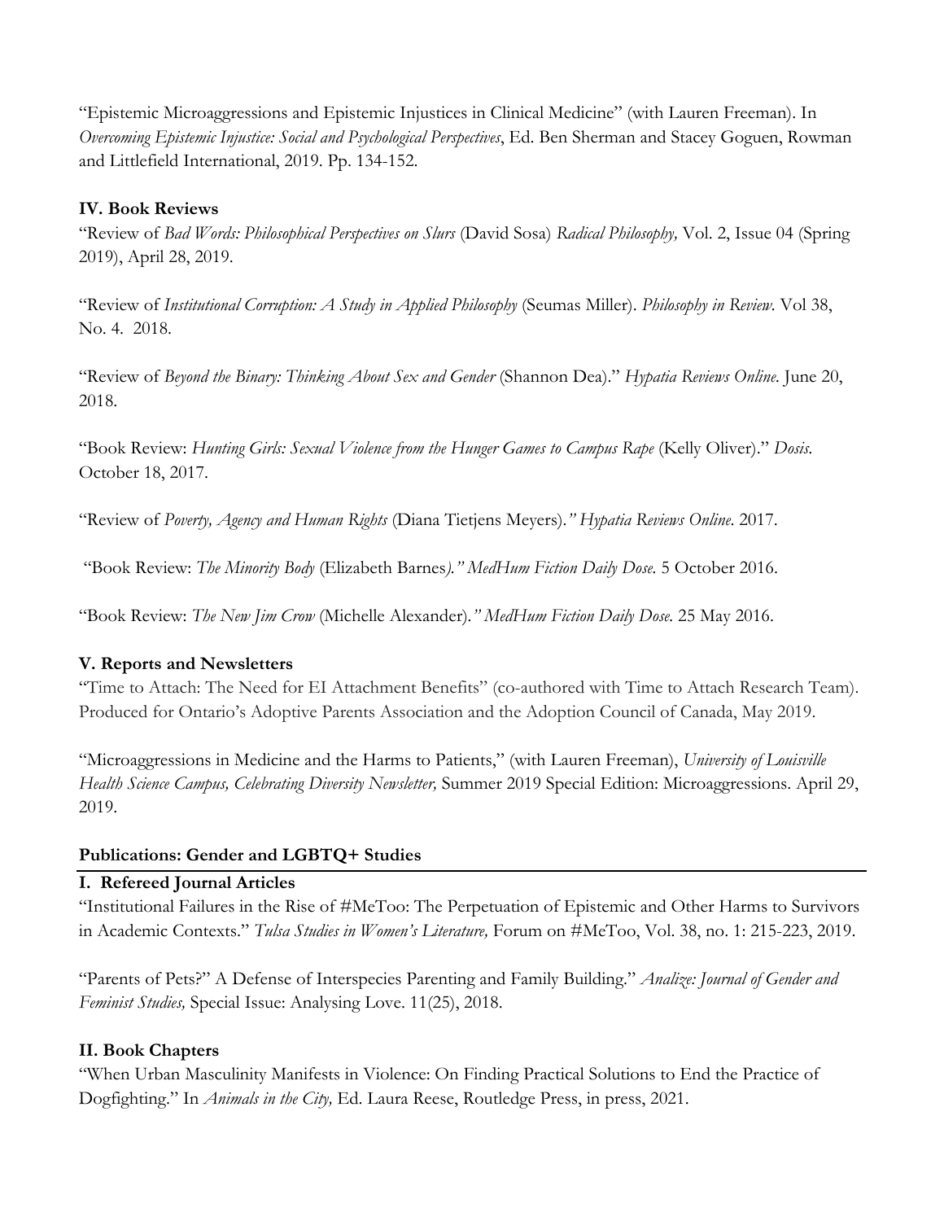"Epistemic Microaggressions and Epistemic Injustices in Clinical Medicine" (with Lauren Freeman). In *Overcoming Epistemic Injustice: Social and Psychological Perspectives*, Ed. Ben Sherman and Stacey Goguen, Rowman and Littlefield International, 2019. Pp. 134-152.

**IV. Book Reviews**

"Review of *Bad Words: Philosophical Perspectives on Slurs* (David Sosa) *Radical Philosophy,* Vol. 2, Issue 04 (Spring 2019), April 28, 2019.

"Review of *Institutional Corruption: A Study in Applied Philosophy* (Seumas Miller). *Philosophy in Review*. Vol 38, No. 4. 2018.

"Review of *Beyond the Binary: Thinking About Sex and Gender* (Shannon Dea)." *Hypatia Reviews Online*. June 20, 2018.

"Book Review: *Hunting Girls: Sexual Violence from the Hunger Games to Campus Rape* (Kelly Oliver)." *Dosis.* October 18, 2017.

"Review of *Poverty, Agency and Human Rights* (Diana Tietjens Meyers)*." Hypatia Reviews Online.* 2017.

"Book Review: *The Minority Body* (Elizabeth Barnes*)." MedHum Fiction Daily Dose.* 5 October 2016.

"Book Review: *The New Jim Crow* (Michelle Alexander)*." MedHum Fiction Daily Dose.* 25 May 2016.

**V. Reports and Newsletters**

"Time to Attach: The Need for EI Attachment Benefits" (co-authored with Time to Attach Research Team). Produced for Ontario's Adoptive Parents Association and the Adoption Council of Canada, May 2019.

"Microaggressions in Medicine and the Harms to Patients," (with Lauren Freeman), *University of Louisville Health Science Campus, Celebrating Diversity Newsletter,* Summer 2019 Special Edition: Microaggressions. April 29, 2019.

**Publications: Gender and LGBTQ+ Studies**

**I. Refereed Journal Articles**

"Institutional Failures in the Rise of #MeToo: The Perpetuation of Epistemic and Other Harms to Survivors in Academic Contexts." *Tulsa Studies in Women's Literature,* Forum on #MeToo, Vol. 38, no. 1: 215-223, 2019.

"Parents of Pets?" A Defense of Interspecies Parenting and Family Building." *Analize: Journal of Gender and Feminist Studies,* Special Issue: Analysing Love. 11(25), 2018.

**II. Book Chapters**

"When Urban Masculinity Manifests in Violence: On Finding Practical Solutions to End the Practice of Dogfighting." In *Animals in the City,* Ed. Laura Reese, Routledge Press, in press, 2021.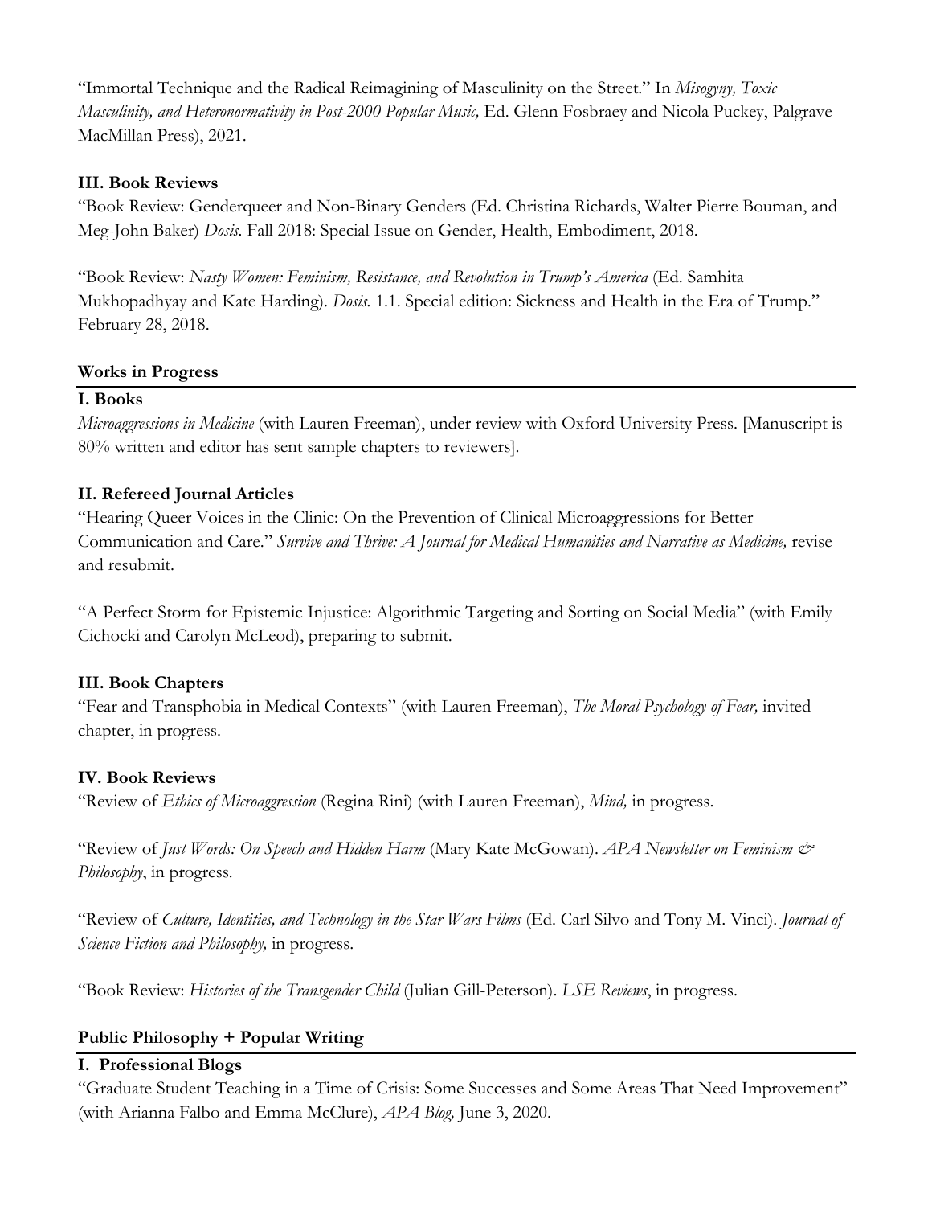"Immortal Technique and the Radical Reimagining of Masculinity on the Street." In *Misogyny, Toxic Masculinity, and Heteronormativity in Post-2000 Popular Music,* Ed. Glenn Fosbraey and Nicola Puckey, Palgrave MacMillan Press), 2021.

### III. Book Reviews

"Book Review: Genderqueer and Non-Binary Genders (Ed. Christina Richards, Walter Pierre Bouman, and Meg-John Baker) *Dosis.* Fall 2018: Special Issue on Gender, Health, Embodiment, 2018.

"Book Review: *Nasty Women: Feminism, Resistance, and Revolution in Trump's America* (Ed. Samhita Mukhopadhyay and Kate Harding). *Dosis.* 1.1. Special edition: Sickness and Health in the Era of Trump." February 28, 2018.

## Works in Progress

### I. Books

*Microaggressions in Medicine* (with Lauren Freeman), under review with Oxford University Press. [Manuscript is 80% written and editor has sent sample chapters to reviewers].

### II. Refereed Journal Articles

"Hearing Queer Voices in the Clinic: On the Prevention of Clinical Microaggressions for Better Communication and Care." *Survive and Thrive: A Journal for Medical Humanities and Narrative as Medicine,* revise and resubmit.

"A Perfect Storm for Epistemic Injustice: Algorithmic Targeting and Sorting on Social Media" (with Emily Cichocki and Carolyn McLeod), preparing to submit.

### III. Book Chapters

"Fear and Transphobia in Medical Contexts" (with Lauren Freeman), *The Moral Psychology of Fear,* invited chapter, in progress.

### IV. Book Reviews

"Review of *Ethics of Microaggression* (Regina Rini) (with Lauren Freeman), *Mind,* in progress.

"Review of *Just Words: On Speech and Hidden Harm* (Mary Kate McGowan). *APA Newsletter on Feminism & Philosophy*, in progress.

"Review of *Culture, Identities, and Technology in the Star Wars Films* (Ed. Carl Silvo and Tony M. Vinci). *Journal of Science Fiction and Philosophy,* in progress.

"Book Review: *Histories of the Transgender Child* (Julian Gill-Peterson). *LSE Reviews*, in progress.

## Public Philosophy + Popular Writing

### I. Professional Blogs

"Graduate Student Teaching in a Time of Crisis: Some Successes and Some Areas That Need Improvement" (with Arianna Falbo and Emma McClure), *APA Blog,* June 3, 2020.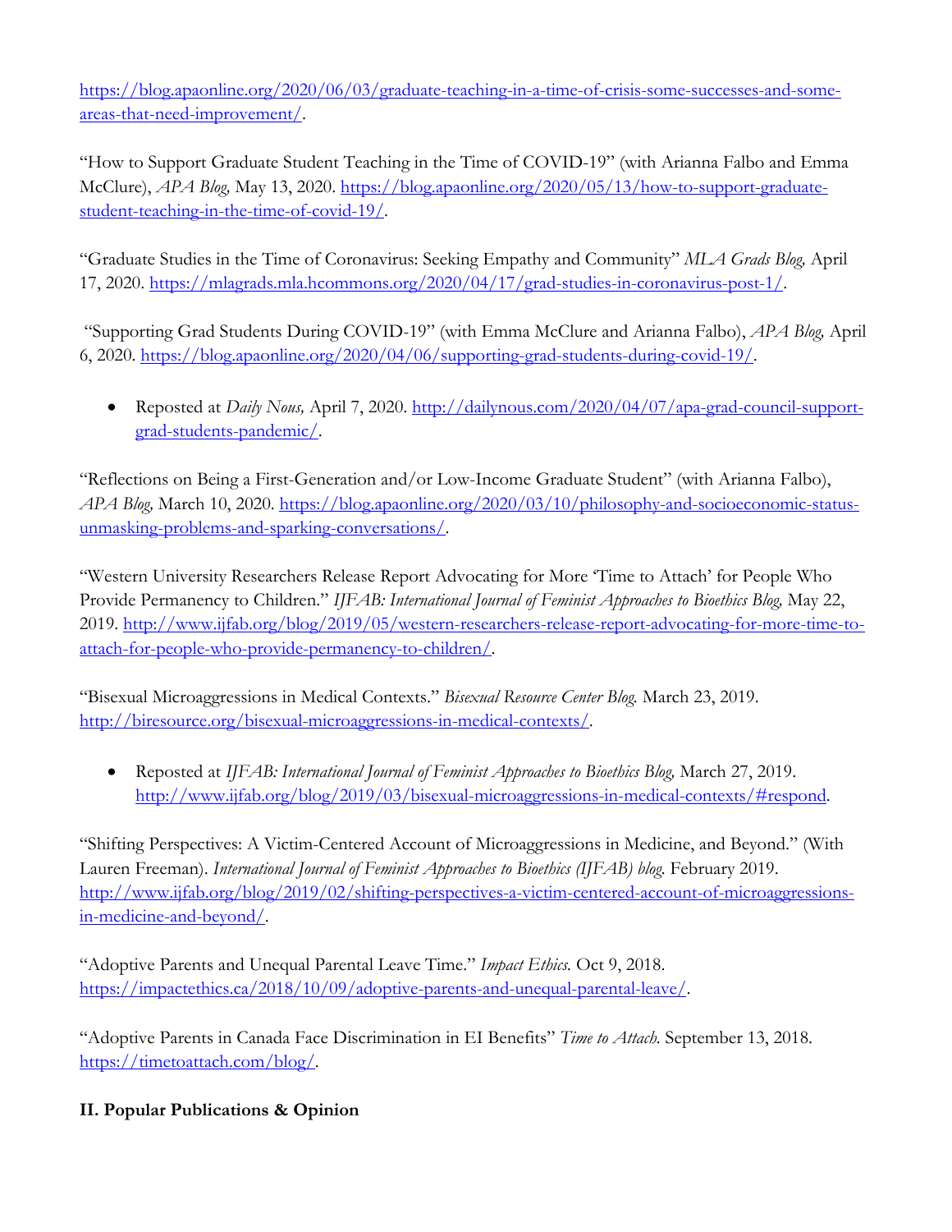https://blog.apaonline.org/2020/06/03/graduate-teaching-in-a-time-of-crisis-some-successes-and-some-areas-that-need-improvement/.

"How to Support Graduate Student Teaching in the Time of COVID-19" (with Arianna Falbo and Emma McClure), *APA Blog,* May 13, 2020. https://blog.apaonline.org/2020/05/13/how-to-support-graduate-student-teaching-in-the-time-of-covid-19/.

"Graduate Studies in the Time of Coronavirus: Seeking Empathy and Community" *MLA Grads Blog,* April 17, 2020. https://mlagrads.mla.hcommons.org/2020/04/17/grad-studies-in-coronavirus-post-1/.

"Supporting Grad Students During COVID-19" (with Emma McClure and Arianna Falbo), *APA Blog,* April 6, 2020. https://blog.apaonline.org/2020/04/06/supporting-grad-students-during-covid-19/.

- Reposted at *Daily Nous,* April 7, 2020. http://dailynous.com/2020/04/07/apa-grad-council-support-grad-students-pandemic/.

"Reflections on Being a First-Generation and/or Low-Income Graduate Student" (with Arianna Falbo), *APA Blog,* March 10, 2020. https://blog.apaonline.org/2020/03/10/philosophy-and-socioeconomic-status-unmasking-problems-and-sparking-conversations/.

"Western University Researchers Release Report Advocating for More 'Time to Attach' for People Who Provide Permanency to Children." *IJFAB: International Journal of Feminist Approaches to Bioethics Blog,* May 22, 2019. http://www.ijfab.org/blog/2019/05/western-researchers-release-report-advocating-for-more-time-to-attach-for-people-who-provide-permanency-to-children/.

"Bisexual Microaggressions in Medical Contexts." *Bisexual Resource Center Blog.* March 23, 2019. http://biresource.org/bisexual-microaggressions-in-medical-contexts/.

- Reposted at *IJFAB: International Journal of Feminist Approaches to Bioethics Blog,* March 27, 2019. http://www.ijfab.org/blog/2019/03/bisexual-microaggressions-in-medical-contexts/#respond.

"Shifting Perspectives: A Victim-Centered Account of Microaggressions in Medicine, and Beyond." (With Lauren Freeman). *International Journal of Feminist Approaches to Bioethics (IJFAB) blog.* February 2019. http://www.ijfab.org/blog/2019/02/shifting-perspectives-a-victim-centered-account-of-microaggressions-in-medicine-and-beyond/.

"Adoptive Parents and Unequal Parental Leave Time." *Impact Ethics.* Oct 9, 2018. https://impactethics.ca/2018/10/09/adoptive-parents-and-unequal-parental-leave/.

"Adoptive Parents in Canada Face Discrimination in EI Benefits" *Time to Attach.* September 13, 2018. https://timetoattach.com/blog/.

## II. Popular Publications & Opinion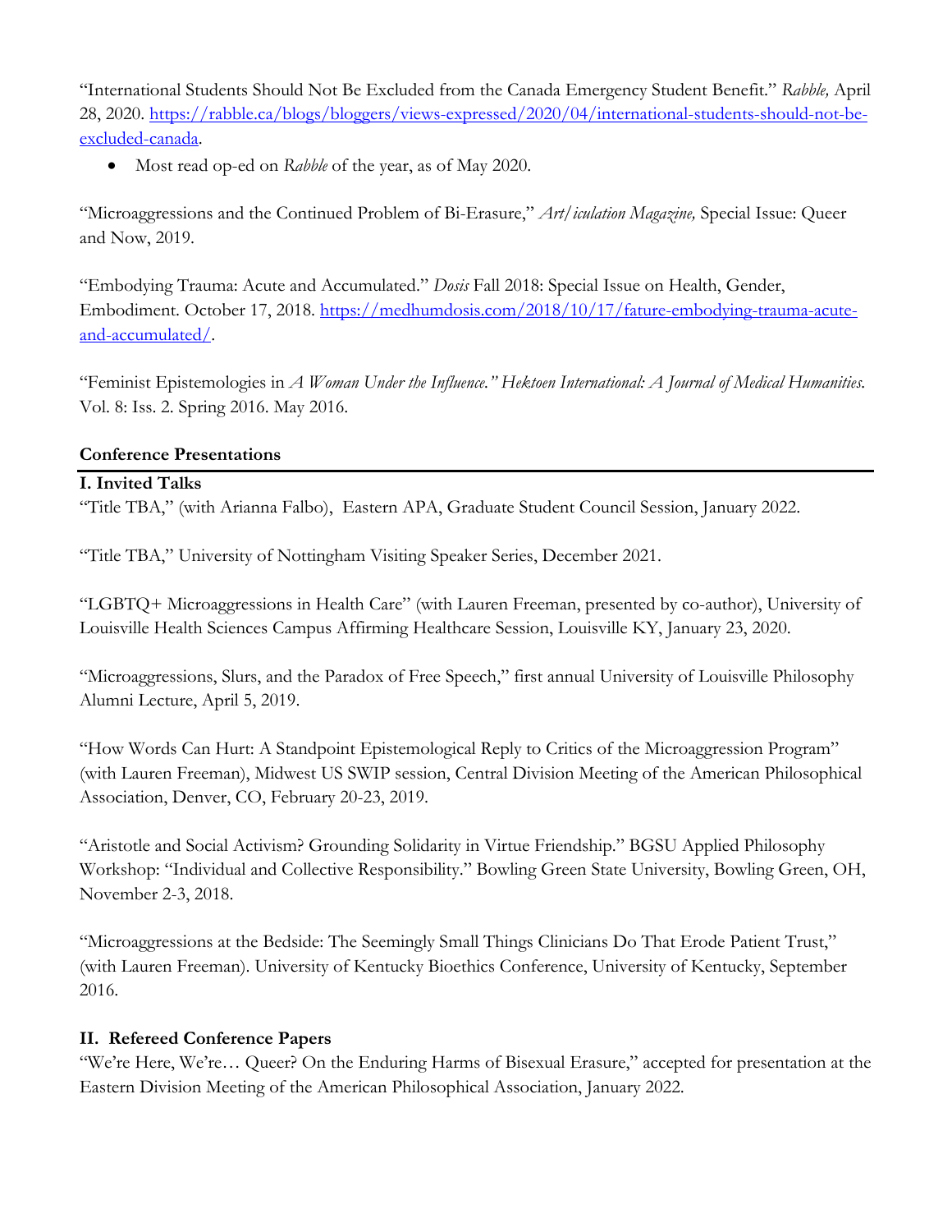"International Students Should Not Be Excluded from the Canada Emergency Student Benefit." *Rabble,* April 28, 2020. https://rabble.ca/blogs/bloggers/views-expressed/2020/04/international-students-should-not-be-excluded-canada.

- Most read op-ed on *Rabble* of the year, as of May 2020.

"Microaggressions and the Continued Problem of Bi-Erasure," *Art/iculation Magazine,* Special Issue: Queer and Now, 2019.

"Embodying Trauma: Acute and Accumulated." *Dosis* Fall 2018: Special Issue on Health, Gender, Embodiment. October 17, 2018. https://medhumdosis.com/2018/10/17/fature-embodying-trauma-acute-and-accumulated/.

"Feminist Epistemologies in *A Woman Under the Influence." Hektoen International: A Journal of Medical Humanities.* Vol. 8: Iss. 2. Spring 2016. May 2016.

## Conference Presentations

### I. Invited Talks

"Title TBA," (with Arianna Falbo), Eastern APA, Graduate Student Council Session, January 2022.

"Title TBA," University of Nottingham Visiting Speaker Series, December 2021.

"LGBTQ+ Microaggressions in Health Care" (with Lauren Freeman, presented by co-author), University of Louisville Health Sciences Campus Affirming Healthcare Session, Louisville KY, January 23, 2020.

"Microaggressions, Slurs, and the Paradox of Free Speech," first annual University of Louisville Philosophy Alumni Lecture, April 5, 2019.

"How Words Can Hurt: A Standpoint Epistemological Reply to Critics of the Microaggression Program" (with Lauren Freeman), Midwest US SWIP session, Central Division Meeting of the American Philosophical Association, Denver, CO, February 20-23, 2019.

"Aristotle and Social Activism? Grounding Solidarity in Virtue Friendship." BGSU Applied Philosophy Workshop: "Individual and Collective Responsibility." Bowling Green State University, Bowling Green, OH, November 2-3, 2018.

"Microaggressions at the Bedside: The Seemingly Small Things Clinicians Do That Erode Patient Trust," (with Lauren Freeman). University of Kentucky Bioethics Conference, University of Kentucky, September 2016.

### II. Refereed Conference Papers

"We're Here, We're… Queer? On the Enduring Harms of Bisexual Erasure," accepted for presentation at the Eastern Division Meeting of the American Philosophical Association, January 2022.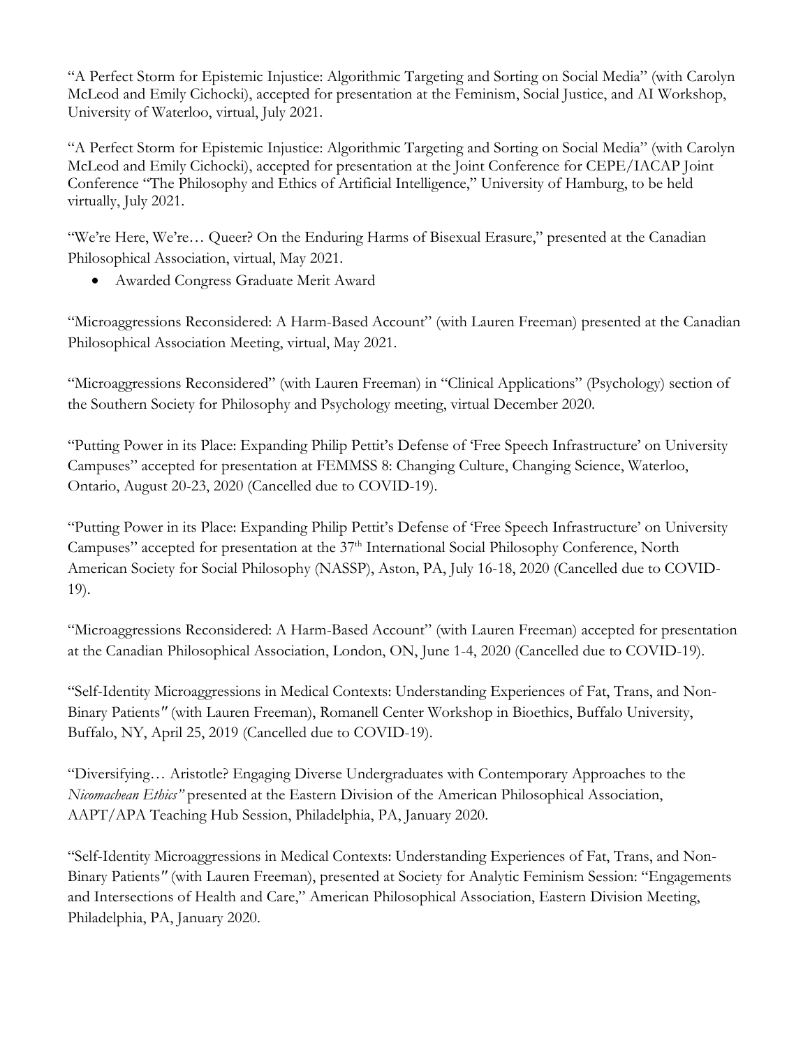"A Perfect Storm for Epistemic Injustice: Algorithmic Targeting and Sorting on Social Media" (with Carolyn McLeod and Emily Cichocki), accepted for presentation at the Feminism, Social Justice, and AI Workshop, University of Waterloo, virtual, July 2021.

"A Perfect Storm for Epistemic Injustice: Algorithmic Targeting and Sorting on Social Media" (with Carolyn McLeod and Emily Cichocki), accepted for presentation at the Joint Conference for CEPE/IACAP Joint Conference "The Philosophy and Ethics of Artificial Intelligence," University of Hamburg, to be held virtually, July 2021.

"We're Here, We're… Queer? On the Enduring Harms of Bisexual Erasure," presented at the Canadian Philosophical Association, virtual, May 2021.

- Awarded Congress Graduate Merit Award

"Microaggressions Reconsidered: A Harm-Based Account" (with Lauren Freeman) presented at the Canadian Philosophical Association Meeting, virtual, May 2021.

"Microaggressions Reconsidered" (with Lauren Freeman) in "Clinical Applications" (Psychology) section of the Southern Society for Philosophy and Psychology meeting, virtual December 2020.

"Putting Power in its Place: Expanding Philip Pettit's Defense of 'Free Speech Infrastructure' on University Campuses" accepted for presentation at FEMMSS 8: Changing Culture, Changing Science, Waterloo, Ontario, August 20-23, 2020 (Cancelled due to COVID-19).

"Putting Power in its Place: Expanding Philip Pettit's Defense of 'Free Speech Infrastructure' on University Campuses" accepted for presentation at the 37th International Social Philosophy Conference, North American Society for Social Philosophy (NASSP), Aston, PA, July 16-18, 2020 (Cancelled due to COVID-19).

"Microaggressions Reconsidered: A Harm-Based Account" (with Lauren Freeman) accepted for presentation at the Canadian Philosophical Association, London, ON, June 1-4, 2020 (Cancelled due to COVID-19).

"Self-Identity Microaggressions in Medical Contexts: Understanding Experiences of Fat, Trans, and Non-Binary Patients" (with Lauren Freeman), Romanell Center Workshop in Bioethics, Buffalo University, Buffalo, NY, April 25, 2019 (Cancelled due to COVID-19).

"Diversifying… Aristotle? Engaging Diverse Undergraduates with Contemporary Approaches to the *Nicomachean Ethics"* presented at the Eastern Division of the American Philosophical Association, AAPT/APA Teaching Hub Session, Philadelphia, PA, January 2020.

"Self-Identity Microaggressions in Medical Contexts: Understanding Experiences of Fat, Trans, and Non-Binary Patients" (with Lauren Freeman), presented at Society for Analytic Feminism Session: "Engagements and Intersections of Health and Care," American Philosophical Association, Eastern Division Meeting, Philadelphia, PA, January 2020.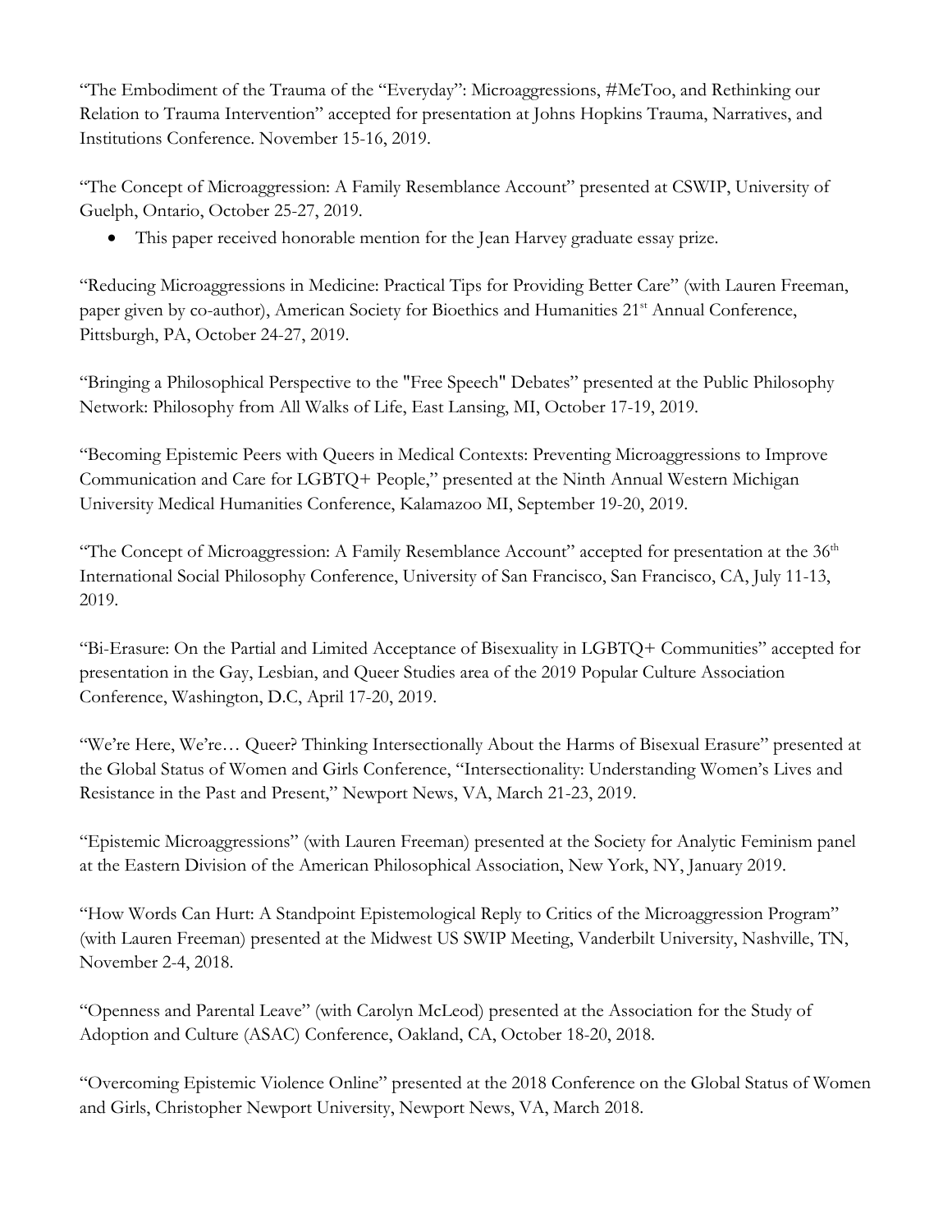"The Embodiment of the Trauma of the "Everyday": Microaggressions, #MeToo, and Rethinking our Relation to Trauma Intervention" accepted for presentation at Johns Hopkins Trauma, Narratives, and Institutions Conference. November 15-16, 2019.

"The Concept of Microaggression: A Family Resemblance Account" presented at CSWIP, University of Guelph, Ontario, October 25-27, 2019.

- This paper received honorable mention for the Jean Harvey graduate essay prize.

"Reducing Microaggressions in Medicine: Practical Tips for Providing Better Care" (with Lauren Freeman, paper given by co-author), American Society for Bioethics and Humanities 21st Annual Conference, Pittsburgh, PA, October 24-27, 2019.

"Bringing a Philosophical Perspective to the "Free Speech" Debates" presented at the Public Philosophy Network: Philosophy from All Walks of Life, East Lansing, MI, October 17-19, 2019.

"Becoming Epistemic Peers with Queers in Medical Contexts: Preventing Microaggressions to Improve Communication and Care for LGBTQ+ People," presented at the Ninth Annual Western Michigan University Medical Humanities Conference, Kalamazoo MI, September 19-20, 2019.

"The Concept of Microaggression: A Family Resemblance Account" accepted for presentation at the 36th International Social Philosophy Conference, University of San Francisco, San Francisco, CA, July 11-13, 2019.

"Bi-Erasure: On the Partial and Limited Acceptance of Bisexuality in LGBTQ+ Communities" accepted for presentation in the Gay, Lesbian, and Queer Studies area of the 2019 Popular Culture Association Conference, Washington, D.C, April 17-20, 2019.

"We're Here, We're… Queer? Thinking Intersectionally About the Harms of Bisexual Erasure" presented at the Global Status of Women and Girls Conference, "Intersectionality: Understanding Women's Lives and Resistance in the Past and Present," Newport News, VA, March 21-23, 2019.

"Epistemic Microaggressions" (with Lauren Freeman) presented at the Society for Analytic Feminism panel at the Eastern Division of the American Philosophical Association, New York, NY, January 2019.

"How Words Can Hurt: A Standpoint Epistemological Reply to Critics of the Microaggression Program" (with Lauren Freeman) presented at the Midwest US SWIP Meeting, Vanderbilt University, Nashville, TN, November 2-4, 2018.

"Openness and Parental Leave" (with Carolyn McLeod) presented at the Association for the Study of Adoption and Culture (ASAC) Conference, Oakland, CA, October 18-20, 2018.

"Overcoming Epistemic Violence Online" presented at the 2018 Conference on the Global Status of Women and Girls, Christopher Newport University, Newport News, VA, March 2018.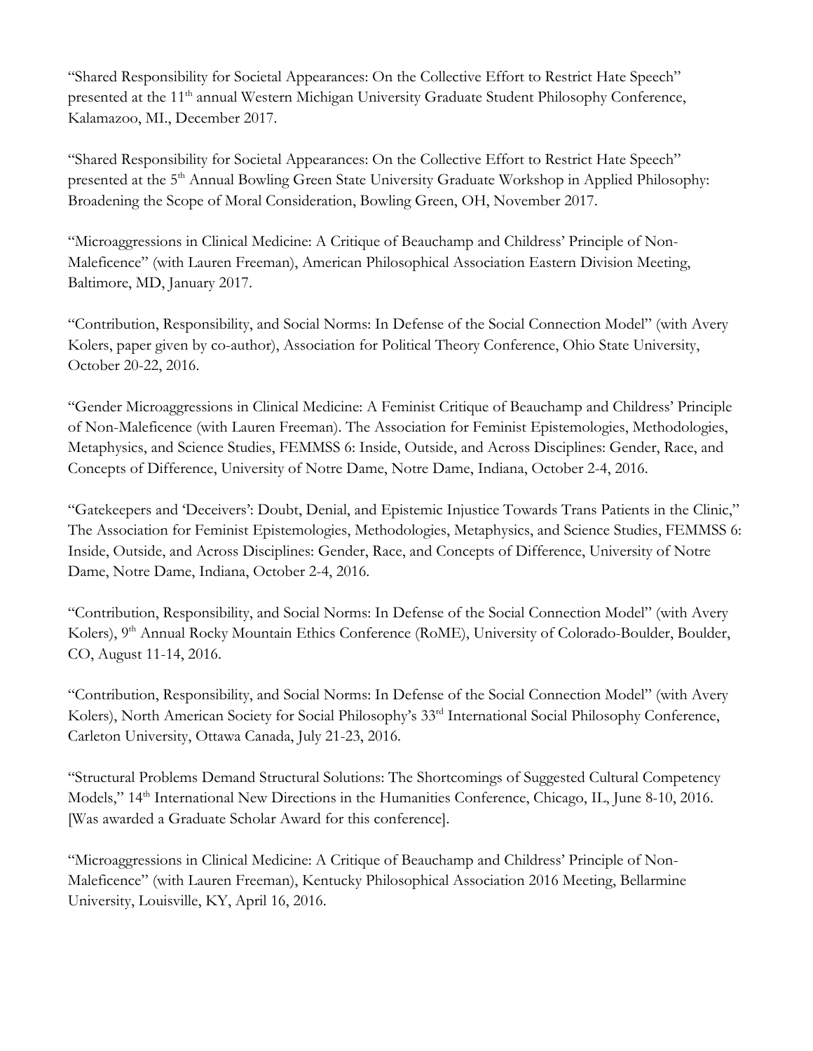"Shared Responsibility for Societal Appearances: On the Collective Effort to Restrict Hate Speech" presented at the 11th annual Western Michigan University Graduate Student Philosophy Conference, Kalamazoo, MI., December 2017.

"Shared Responsibility for Societal Appearances: On the Collective Effort to Restrict Hate Speech" presented at the 5th Annual Bowling Green State University Graduate Workshop in Applied Philosophy: Broadening the Scope of Moral Consideration, Bowling Green, OH, November 2017.

"Microaggressions in Clinical Medicine: A Critique of Beauchamp and Childress' Principle of Non-Maleficence" (with Lauren Freeman), American Philosophical Association Eastern Division Meeting, Baltimore, MD, January 2017.

"Contribution, Responsibility, and Social Norms: In Defense of the Social Connection Model" (with Avery Kolers, paper given by co-author), Association for Political Theory Conference, Ohio State University, October 20-22, 2016.

"Gender Microaggressions in Clinical Medicine: A Feminist Critique of Beauchamp and Childress' Principle of Non-Maleficence (with Lauren Freeman). The Association for Feminist Epistemologies, Methodologies, Metaphysics, and Science Studies, FEMMSS 6: Inside, Outside, and Across Disciplines: Gender, Race, and Concepts of Difference, University of Notre Dame, Notre Dame, Indiana, October 2-4, 2016.

"Gatekeepers and 'Deceivers': Doubt, Denial, and Epistemic Injustice Towards Trans Patients in the Clinic," The Association for Feminist Epistemologies, Methodologies, Metaphysics, and Science Studies, FEMMSS 6: Inside, Outside, and Across Disciplines: Gender, Race, and Concepts of Difference, University of Notre Dame, Notre Dame, Indiana, October 2-4, 2016.

"Contribution, Responsibility, and Social Norms: In Defense of the Social Connection Model" (with Avery Kolers), 9th Annual Rocky Mountain Ethics Conference (RoME), University of Colorado-Boulder, Boulder, CO, August 11-14, 2016.

"Contribution, Responsibility, and Social Norms: In Defense of the Social Connection Model" (with Avery Kolers), North American Society for Social Philosophy's 33rd International Social Philosophy Conference, Carleton University, Ottawa Canada, July 21-23, 2016.

"Structural Problems Demand Structural Solutions: The Shortcomings of Suggested Cultural Competency Models," 14th International New Directions in the Humanities Conference, Chicago, IL, June 8-10, 2016. [Was awarded a Graduate Scholar Award for this conference].

"Microaggressions in Clinical Medicine: A Critique of Beauchamp and Childress' Principle of Non-Maleficence" (with Lauren Freeman), Kentucky Philosophical Association 2016 Meeting, Bellarmine University, Louisville, KY, April 16, 2016.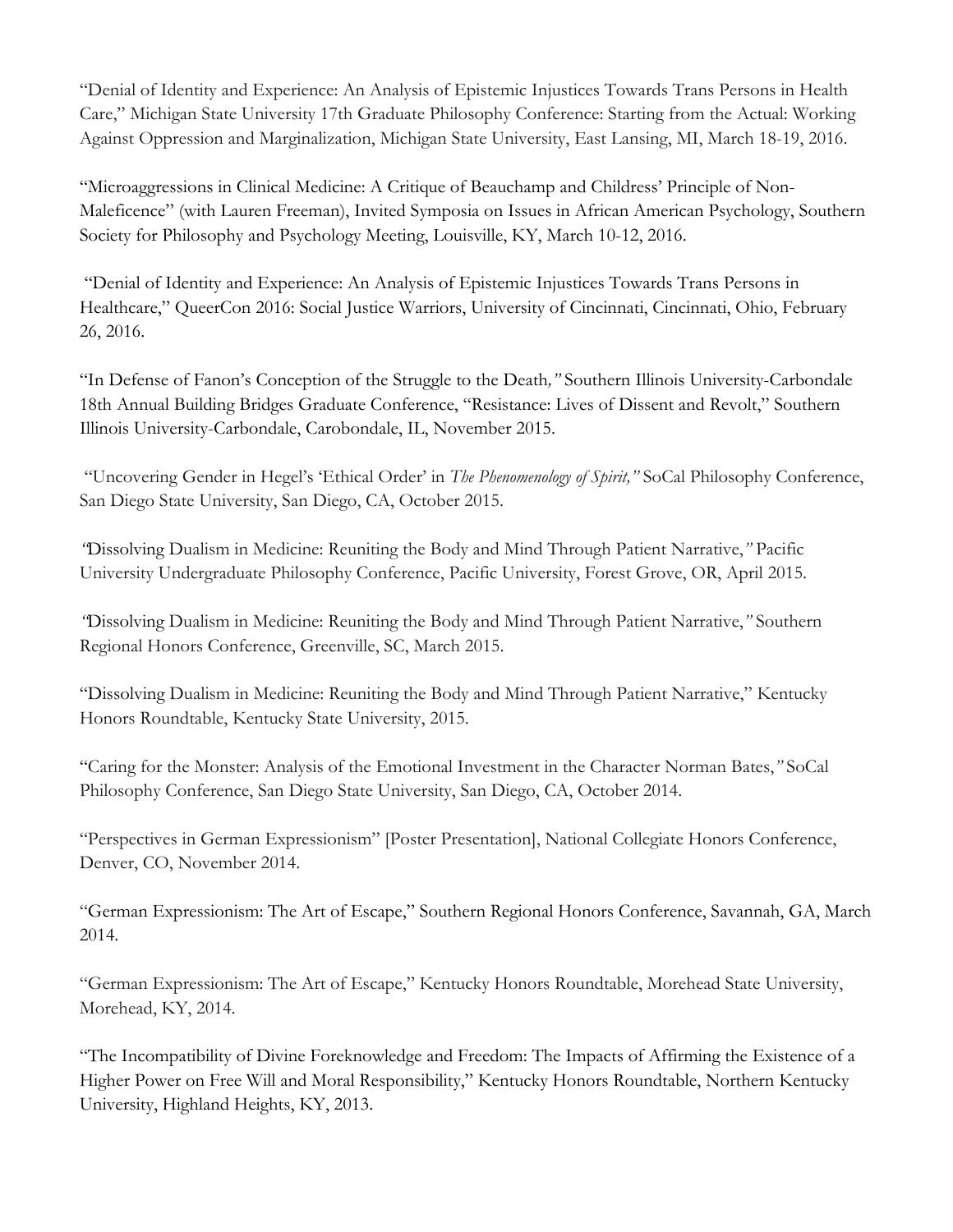"Denial of Identity and Experience: An Analysis of Epistemic Injustices Towards Trans Persons in Health Care," Michigan State University 17th Graduate Philosophy Conference: Starting from the Actual: Working Against Oppression and Marginalization, Michigan State University, East Lansing, MI, March 18-19, 2016.

"Microaggressions in Clinical Medicine: A Critique of Beauchamp and Childress' Principle of Non-Maleficence" (with Lauren Freeman), Invited Symposia on Issues in African American Psychology, Southern Society for Philosophy and Psychology Meeting, Louisville, KY, March 10-12, 2016.

"Denial of Identity and Experience: An Analysis of Epistemic Injustices Towards Trans Persons in Healthcare," QueerCon 2016: Social Justice Warriors, University of Cincinnati, Cincinnati, Ohio, February 26, 2016.

"In Defense of Fanon's Conception of the Struggle to the Death," Southern Illinois University-Carbondale 18th Annual Building Bridges Graduate Conference, "Resistance: Lives of Dissent and Revolt," Southern Illinois University-Carbondale, Carobondale, IL, November 2015.

"Uncovering Gender in Hegel's 'Ethical Order' in *The Phenomenology of Spirit,"* SoCal Philosophy Conference, San Diego State University, San Diego, CA, October 2015.

"Dissolving Dualism in Medicine: Reuniting the Body and Mind Through Patient Narrative," Pacific University Undergraduate Philosophy Conference, Pacific University, Forest Grove, OR, April 2015.

"Dissolving Dualism in Medicine: Reuniting the Body and Mind Through Patient Narrative," Southern Regional Honors Conference, Greenville, SC, March 2015.

"Dissolving Dualism in Medicine: Reuniting the Body and Mind Through Patient Narrative," Kentucky Honors Roundtable, Kentucky State University, 2015.

"Caring for the Monster: Analysis of the Emotional Investment in the Character Norman Bates," SoCal Philosophy Conference, San Diego State University, San Diego, CA, October 2014.

"Perspectives in German Expressionism" [Poster Presentation], National Collegiate Honors Conference, Denver, CO, November 2014.

"German Expressionism: The Art of Escape," Southern Regional Honors Conference, Savannah, GA, March 2014.

"German Expressionism: The Art of Escape," Kentucky Honors Roundtable, Morehead State University, Morehead, KY, 2014.

"The Incompatibility of Divine Foreknowledge and Freedom: The Impacts of Affirming the Existence of a Higher Power on Free Will and Moral Responsibility," Kentucky Honors Roundtable, Northern Kentucky University, Highland Heights, KY, 2013.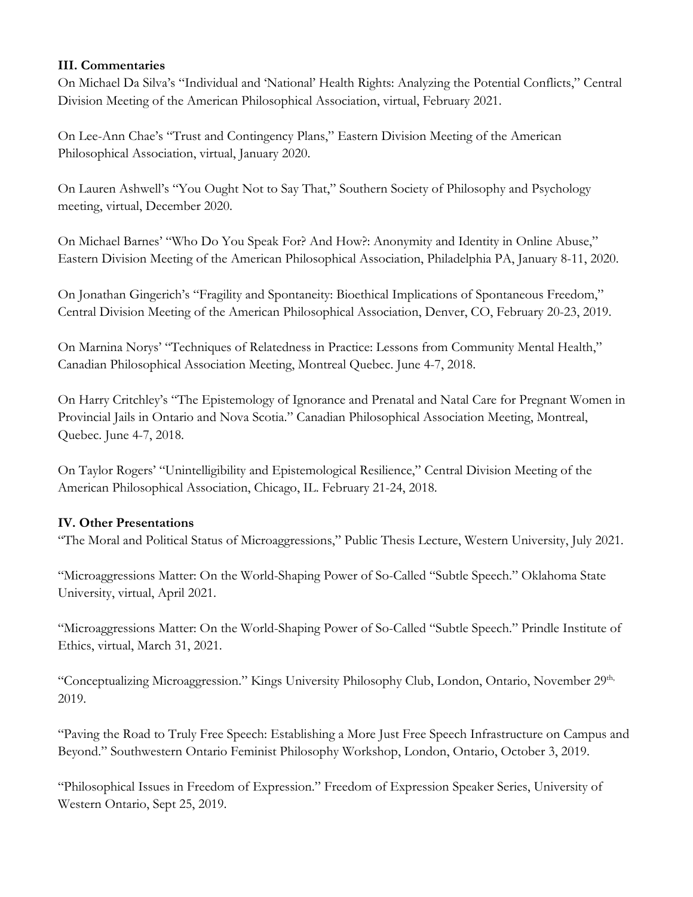### III. Commentaries

On Michael Da Silva's "Individual and 'National' Health Rights: Analyzing the Potential Conflicts," Central Division Meeting of the American Philosophical Association, virtual, February 2021.

On Lee-Ann Chae's "Trust and Contingency Plans," Eastern Division Meeting of the American Philosophical Association, virtual, January 2020.

On Lauren Ashwell's "You Ought Not to Say That," Southern Society of Philosophy and Psychology meeting, virtual, December 2020.

On Michael Barnes' "Who Do You Speak For? And How?: Anonymity and Identity in Online Abuse," Eastern Division Meeting of the American Philosophical Association, Philadelphia PA, January 8-11, 2020.

On Jonathan Gingerich's "Fragility and Spontaneity: Bioethical Implications of Spontaneous Freedom," Central Division Meeting of the American Philosophical Association, Denver, CO, February 20-23, 2019.

On Marnina Norys' "Techniques of Relatedness in Practice: Lessons from Community Mental Health," Canadian Philosophical Association Meeting, Montreal Quebec. June 4-7, 2018.

On Harry Critchley's "The Epistemology of Ignorance and Prenatal and Natal Care for Pregnant Women in Provincial Jails in Ontario and Nova Scotia." Canadian Philosophical Association Meeting, Montreal, Quebec. June 4-7, 2018.

On Taylor Rogers' "Unintelligibility and Epistemological Resilience," Central Division Meeting of the American Philosophical Association, Chicago, IL. February 21-24, 2018.

### IV. Other Presentations

"The Moral and Political Status of Microaggressions," Public Thesis Lecture, Western University, July 2021.

"Microaggressions Matter: On the World-Shaping Power of So-Called "Subtle Speech." Oklahoma State University, virtual, April 2021.

"Microaggressions Matter: On the World-Shaping Power of So-Called "Subtle Speech." Prindle Institute of Ethics, virtual, March 31, 2021.

"Conceptualizing Microaggression." Kings University Philosophy Club, London, Ontario, November 29th, 2019.

"Paving the Road to Truly Free Speech: Establishing a More Just Free Speech Infrastructure on Campus and Beyond." Southwestern Ontario Feminist Philosophy Workshop, London, Ontario, October 3, 2019.

"Philosophical Issues in Freedom of Expression." Freedom of Expression Speaker Series, University of Western Ontario, Sept 25, 2019.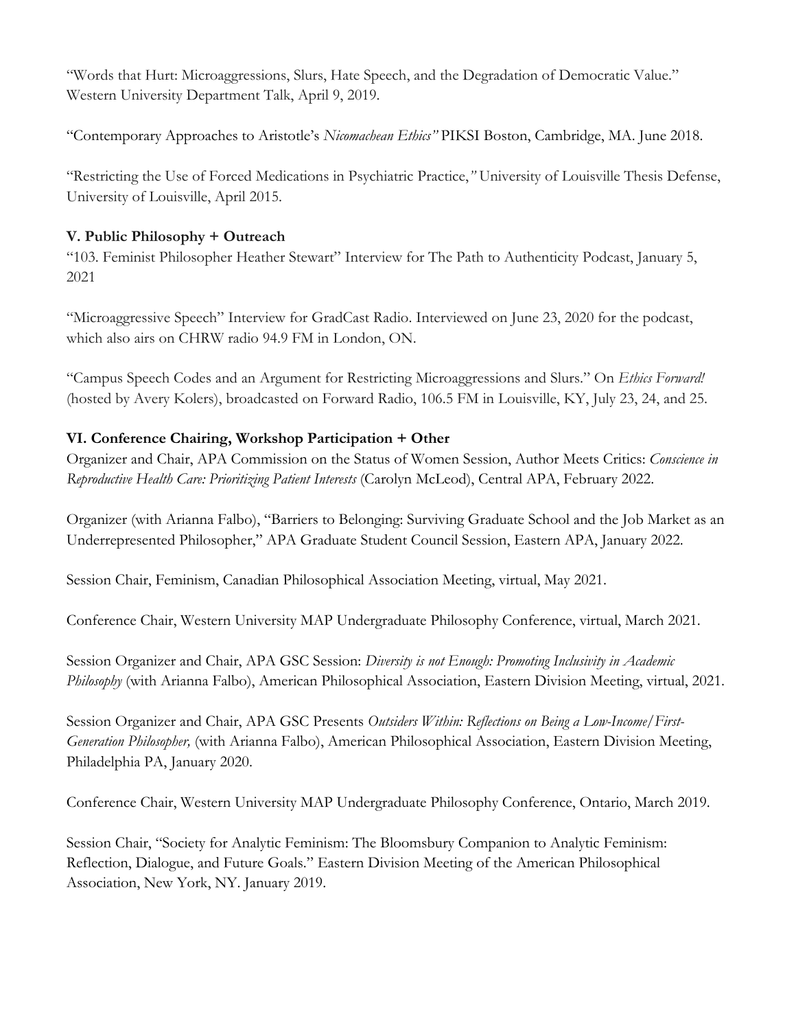"Words that Hurt: Microaggressions, Slurs, Hate Speech, and the Degradation of Democratic Value." Western University Department Talk, April 9, 2019.

"Contemporary Approaches to Aristotle's *Nicomachean Ethics"* PIKSI Boston, Cambridge, MA. June 2018.

"Restricting the Use of Forced Medications in Psychiatric Practice,*"* University of Louisville Thesis Defense, University of Louisville, April 2015.

**V. Public Philosophy + Outreach**

"103. Feminist Philosopher Heather Stewart" Interview for The Path to Authenticity Podcast, January 5, 2021

"Microaggressive Speech" Interview for GradCast Radio. Interviewed on June 23, 2020 for the podcast, which also airs on CHRW radio 94.9 FM in London, ON.

"Campus Speech Codes and an Argument for Restricting Microaggressions and Slurs." On *Ethics Forward!* (hosted by Avery Kolers), broadcasted on Forward Radio, 106.5 FM in Louisville, KY, July 23, 24, and 25.

**VI. Conference Chairing, Workshop Participation + Other**

Organizer and Chair, APA Commission on the Status of Women Session, Author Meets Critics: *Conscience in Reproductive Health Care: Prioritizing Patient Interests* (Carolyn McLeod), Central APA, February 2022.

Organizer (with Arianna Falbo), "Barriers to Belonging: Surviving Graduate School and the Job Market as an Underrepresented Philosopher," APA Graduate Student Council Session, Eastern APA, January 2022.

Session Chair, Feminism, Canadian Philosophical Association Meeting, virtual, May 2021.

Conference Chair, Western University MAP Undergraduate Philosophy Conference, virtual, March 2021.

Session Organizer and Chair, APA GSC Session: *Diversity is not Enough: Promoting Inclusivity in Academic Philosophy* (with Arianna Falbo), American Philosophical Association, Eastern Division Meeting, virtual, 2021.

Session Organizer and Chair, APA GSC Presents *Outsiders Within: Reflections on Being a Low-Income/First-Generation Philosopher,* (with Arianna Falbo), American Philosophical Association, Eastern Division Meeting, Philadelphia PA, January 2020.

Conference Chair, Western University MAP Undergraduate Philosophy Conference, Ontario, March 2019.

Session Chair, "Society for Analytic Feminism: The Bloomsbury Companion to Analytic Feminism: Reflection, Dialogue, and Future Goals." Eastern Division Meeting of the American Philosophical Association, New York, NY. January 2019.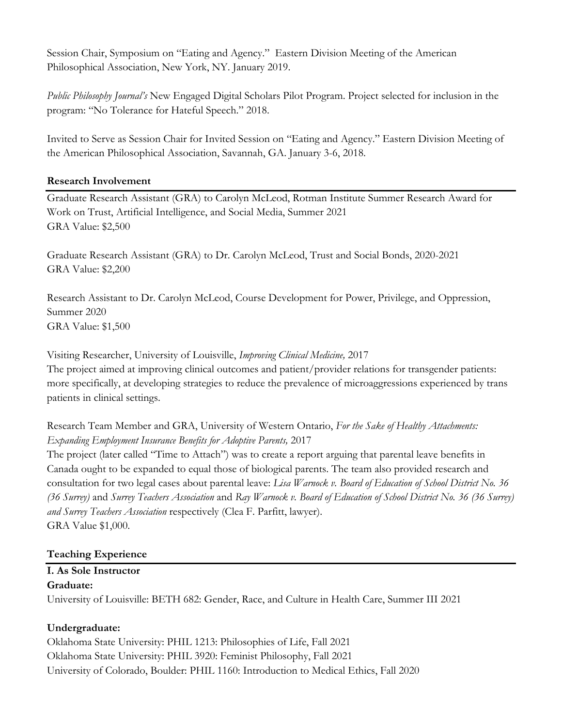Session Chair, Symposium on "Eating and Agency." Eastern Division Meeting of the American Philosophical Association, New York, NY. January 2019.

*Public Philosophy Journal's* New Engaged Digital Scholars Pilot Program. Project selected for inclusion in the program: "No Tolerance for Hateful Speech." 2018.

Invited to Serve as Session Chair for Invited Session on "Eating and Agency." Eastern Division Meeting of the American Philosophical Association, Savannah, GA. January 3-6, 2018.

## Research Involvement

Graduate Research Assistant (GRA) to Carolyn McLeod, Rotman Institute Summer Research Award for Work on Trust, Artificial Intelligence, and Social Media, Summer 2021
GRA Value: $2,500

Graduate Research Assistant (GRA) to Dr. Carolyn McLeod, Trust and Social Bonds, 2020-2021
GRA Value: $2,200

Research Assistant to Dr. Carolyn McLeod, Course Development for Power, Privilege, and Oppression, Summer 2020
GRA Value: $1,500

Visiting Researcher, University of Louisville, *Improving Clinical Medicine,* 2017
The project aimed at improving clinical outcomes and patient/provider relations for transgender patients: more specifically, at developing strategies to reduce the prevalence of microaggressions experienced by trans patients in clinical settings.

Research Team Member and GRA, University of Western Ontario, *For the Sake of Healthy Attachments: Expanding Employment Insurance Benefits for Adoptive Parents,* 2017
The project (later called "Time to Attach") was to create a report arguing that parental leave benefits in Canada ought to be expanded to equal those of biological parents. The team also provided research and consultation for two legal cases about parental leave: *Lisa Warnock v. Board of Education of School District No. 36 (36 Surrey)* and *Surrey Teachers Association* and *Ray Warnock v. Board of Education of School District No. 36 (36 Surrey) and Surrey Teachers Association* respectively (Clea F. Parfitt, lawyer).
GRA Value $1,000.

## Teaching Experience

**I. As Sole Instructor**

**Graduate:**

University of Louisville: BETH 682: Gender, Race, and Culture in Health Care, Summer III 2021

**Undergraduate:**

Oklahoma State University: PHIL 1213: Philosophies of Life, Fall 2021
Oklahoma State University: PHIL 3920: Feminist Philosophy, Fall 2021
University of Colorado, Boulder: PHIL 1160: Introduction to Medical Ethics, Fall 2020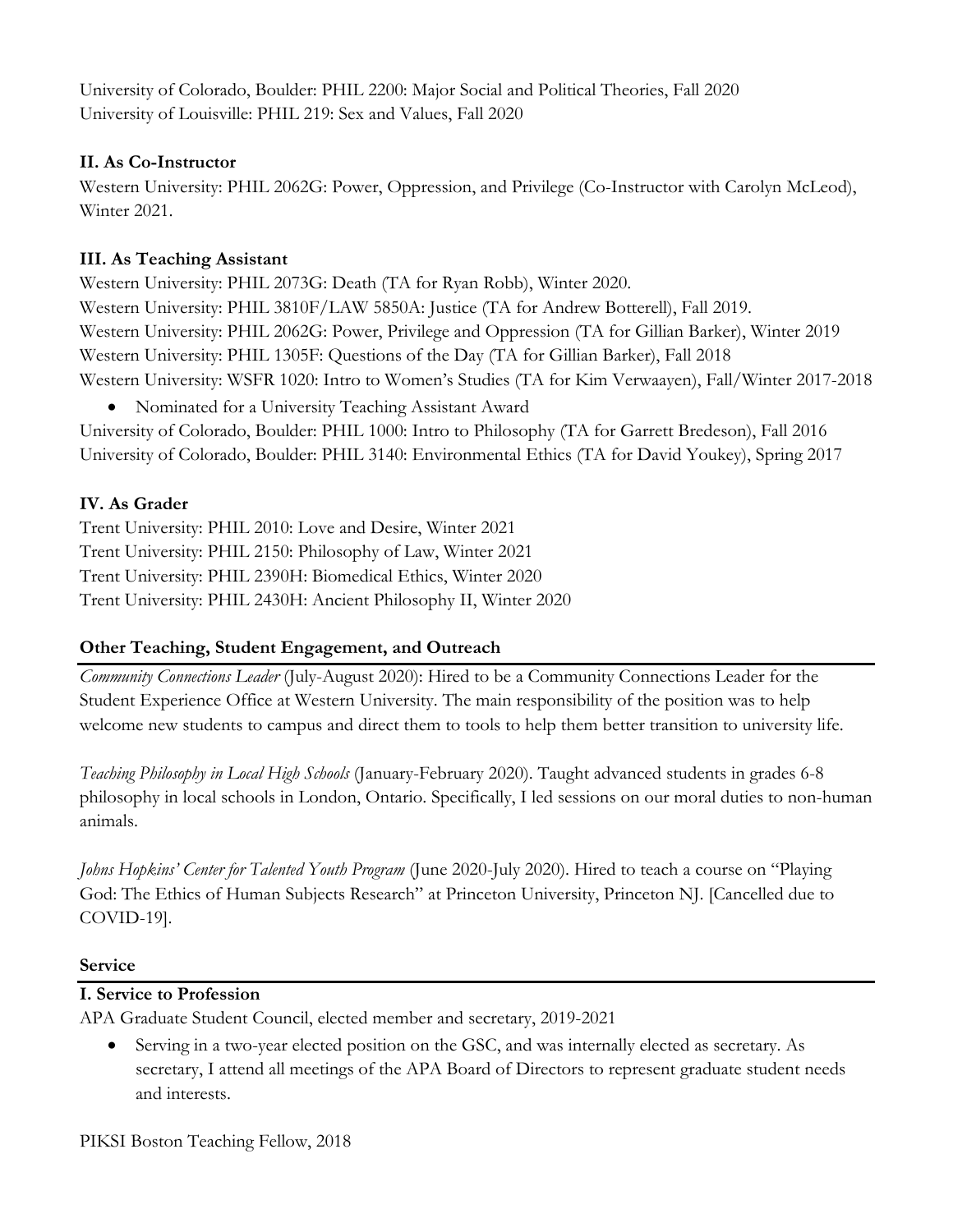University of Colorado, Boulder: PHIL 2200: Major Social and Political Theories, Fall 2020
University of Louisville: PHIL 219: Sex and Values, Fall 2020

**II. As Co-Instructor**

Western University: PHIL 2062G: Power, Oppression, and Privilege (Co-Instructor with Carolyn McLeod), Winter 2021.

**III. As Teaching Assistant**

Western University: PHIL 2073G: Death (TA for Ryan Robb), Winter 2020.
Western University: PHIL 3810F/LAW 5850A: Justice (TA for Andrew Botterell), Fall 2019.
Western University: PHIL 2062G: Power, Privilege and Oppression (TA for Gillian Barker), Winter 2019
Western University: PHIL 1305F: Questions of the Day (TA for Gillian Barker), Fall 2018
Western University: WSFR 1020: Intro to Women's Studies (TA for Kim Verwaayen), Fall/Winter 2017-2018

- Nominated for a University Teaching Assistant Award

University of Colorado, Boulder: PHIL 1000: Intro to Philosophy (TA for Garrett Bredeson), Fall 2016
University of Colorado, Boulder: PHIL 3140: Environmental Ethics (TA for David Youkey), Spring 2017

**IV. As Grader**

Trent University: PHIL 2010: Love and Desire, Winter 2021
Trent University: PHIL 2150: Philosophy of Law, Winter 2021
Trent University: PHIL 2390H: Biomedical Ethics, Winter 2020
Trent University: PHIL 2430H: Ancient Philosophy II, Winter 2020

## Other Teaching, Student Engagement, and Outreach

*Community Connections Leader* (July-August 2020): Hired to be a Community Connections Leader for the Student Experience Office at Western University. The main responsibility of the position was to help welcome new students to campus and direct them to tools to help them better transition to university life.

*Teaching Philosophy in Local High Schools* (January-February 2020). Taught advanced students in grades 6-8 philosophy in local schools in London, Ontario. Specifically, I led sessions on our moral duties to non-human animals.

*Johns Hopkins' Center for Talented Youth Program* (June 2020-July 2020). Hired to teach a course on "Playing God: The Ethics of Human Subjects Research" at Princeton University, Princeton NJ. [Cancelled due to COVID-19].

## Service

**I. Service to Profession**

APA Graduate Student Council, elected member and secretary, 2019-2021

- Serving in a two-year elected position on the GSC, and was internally elected as secretary. As secretary, I attend all meetings of the APA Board of Directors to represent graduate student needs and interests.

PIKSI Boston Teaching Fellow, 2018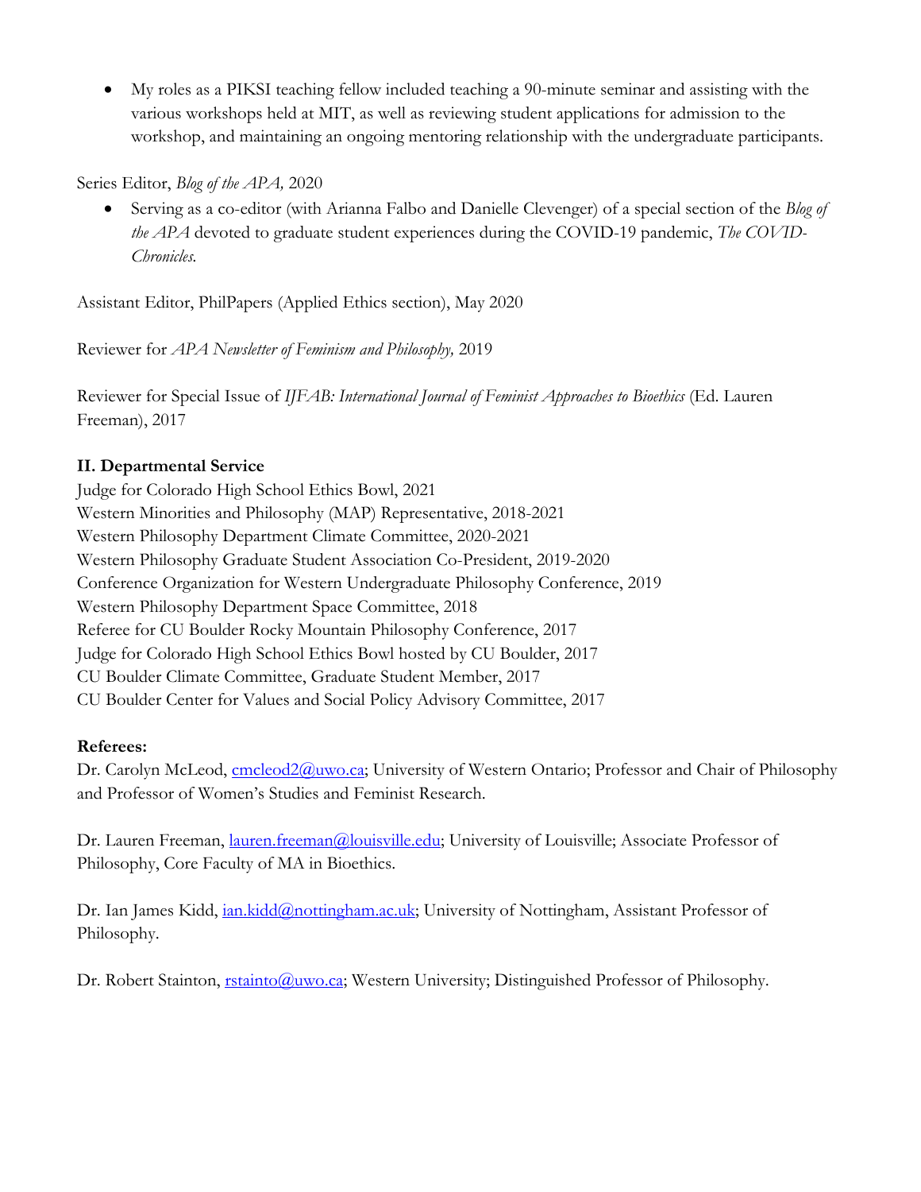- My roles as a PIKSI teaching fellow included teaching a 90-minute seminar and assisting with the various workshops held at MIT, as well as reviewing student applications for admission to the workshop, and maintaining an ongoing mentoring relationship with the undergraduate participants.

Series Editor, *Blog of the APA,* 2020

- Serving as a co-editor (with Arianna Falbo and Danielle Clevenger) of a special section of the *Blog of the APA* devoted to graduate student experiences during the COVID-19 pandemic, *The COVID-Chronicles.*

Assistant Editor, PhilPapers (Applied Ethics section), May 2020

Reviewer for *APA Newsletter of Feminism and Philosophy,* 2019

Reviewer for Special Issue of *IJFAB: International Journal of Feminist Approaches to Bioethics* (Ed. Lauren Freeman), 2017

**II. Departmental Service**

Judge for Colorado High School Ethics Bowl, 2021
Western Minorities and Philosophy (MAP) Representative, 2018-2021
Western Philosophy Department Climate Committee, 2020-2021
Western Philosophy Graduate Student Association Co-President, 2019-2020
Conference Organization for Western Undergraduate Philosophy Conference, 2019
Western Philosophy Department Space Committee, 2018
Referee for CU Boulder Rocky Mountain Philosophy Conference, 2017
Judge for Colorado High School Ethics Bowl hosted by CU Boulder, 2017
CU Boulder Climate Committee, Graduate Student Member, 2017
CU Boulder Center for Values and Social Policy Advisory Committee, 2017

**Referees:**

Dr. Carolyn McLeod, cmcleod2@uwo.ca; University of Western Ontario; Professor and Chair of Philosophy and Professor of Women's Studies and Feminist Research.

Dr. Lauren Freeman, lauren.freeman@louisville.edu; University of Louisville; Associate Professor of Philosophy, Core Faculty of MA in Bioethics.

Dr. Ian James Kidd, ian.kidd@nottingham.ac.uk; University of Nottingham, Assistant Professor of Philosophy.

Dr. Robert Stainton, rstainto@uwo.ca; Western University; Distinguished Professor of Philosophy.